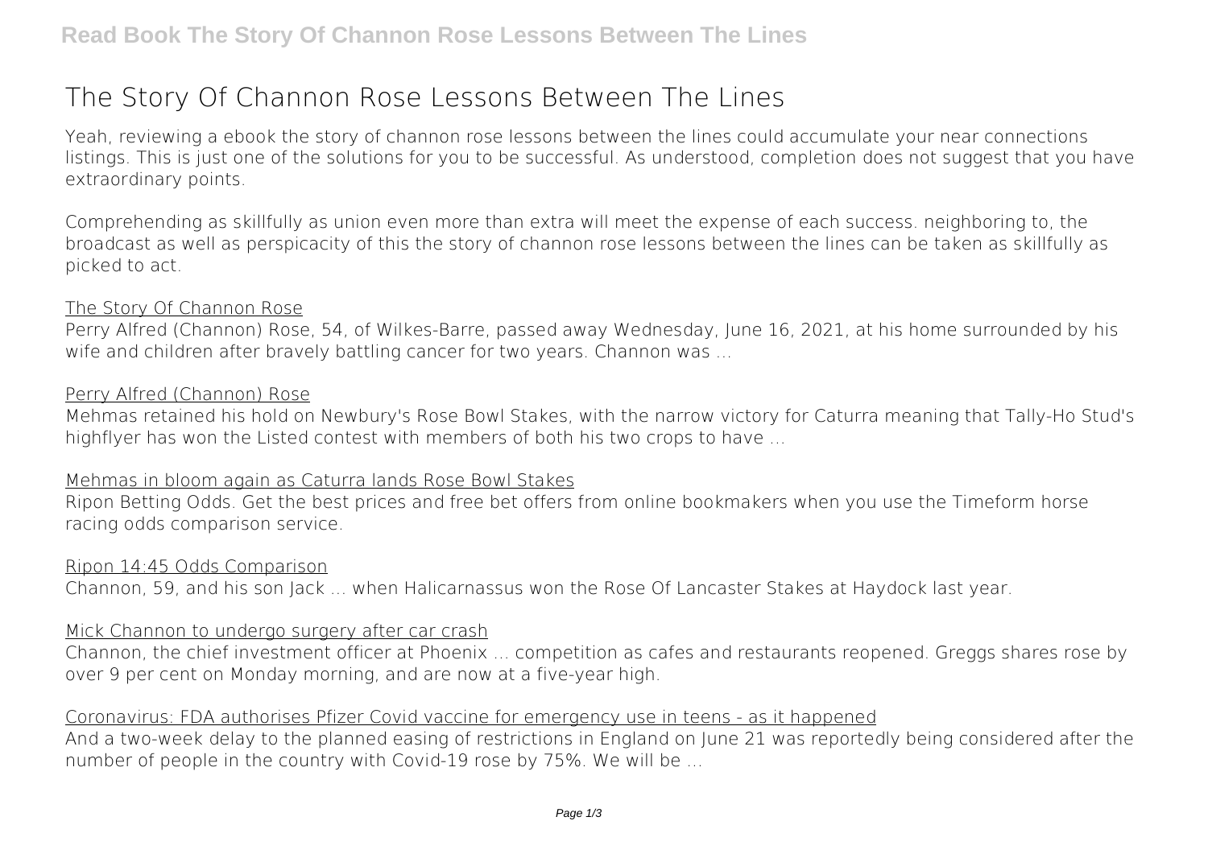# The Story Of Channon Rose Lessons Between The Lines

Yeah, reviewing a ebook the story of channon rose lessons between the lines could accumulate your near connections listings. This is just one of the solutions for you to be successful. As understood, completion does not suggest that you have extraordinary points.

Comprehending as skillfully as union even more than extra will meet the expense of each success. neighboring to, the broadcast as well as perspicacity of this the story of channon rose lessons between the lines can be taken as skillfully as picked to act.

## The Story Of Channon Rose

Perry Alfred (Channon) Rose, 54, of Wilkes-Barre, passed away Wednesday, June 16, 2021, at his home surrounded by his wife and children after bravely battling cancer for two years. Channon was ...

## Perry Alfred (Channon) Rose

Mehmas retained his hold on Newbury's Rose Bowl Stakes, with the narrow victory for Caturra meaning that Tally-Ho Stud's highflyer has won the Listed contest with members of both his two crops to have ...

## Mehmas in bloom again as Caturra lands Rose Bowl Stakes

Ripon Betting Odds. Get the best prices and free bet offers from online bookmakers when you use the Timeform horse racing odds comparison service.

## Ripon 14:45 Odds Comparison

Channon, 59, and his son Jack ... when Halicarnassus won the Rose Of Lancaster Stakes at Haydock last year.

## Mick Channon to undergo surgery after car crash

Channon, the chief investment officer at Phoenix ... competition as cafes and restaurants reopened. Greggs shares rose by over 9 per cent on Monday morning, and are now at a five-year high.

## Coronavirus: FDA authorises Pfizer Covid vaccine for emergency use in teens - as it happened

And a two-week delay to the planned easing of restrictions in England on June 21 was reportedly being considered after the number of people in the country with Covid-19 rose by 75%. We will be ...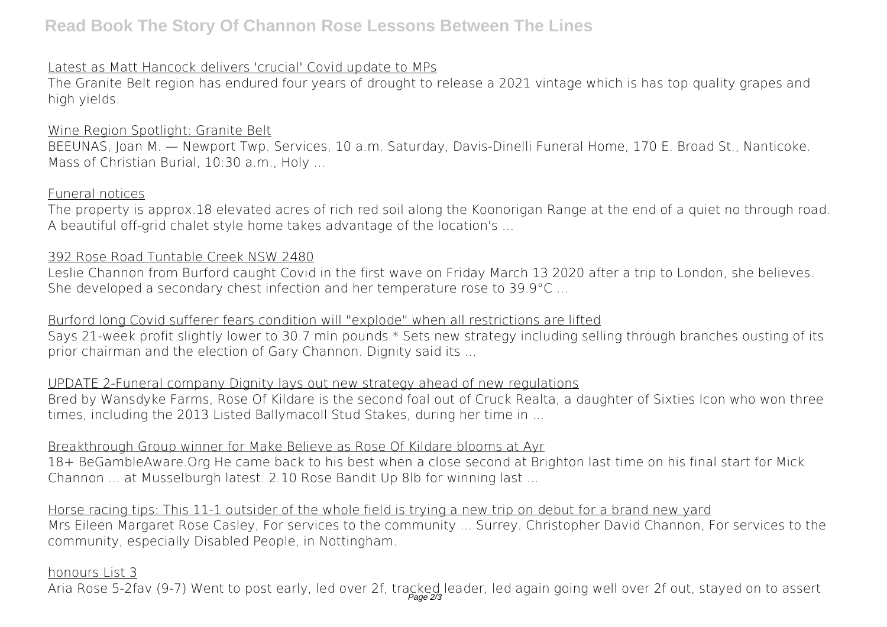Latest as Matt Hancock delivers 'crucial' Covid update to MPs

The Granite Belt region has endured four years of drought to release a 2021 vintage which is has top quality grapes and high yields.

Wine Region Spotlight: Granite Belt

BEEUNAS, Joan M. — Newport Twp. Services, 10 a.m. Saturday, Davis-Dinelli Funeral Home, 170 E. Broad St., Nanticoke. Mass of Christian Burial, 10:30 a.m., Holy ...

Funeral notices

The property is approx.18 elevated acres of rich red soil along the Koonorigan Range at the end of a quiet no through road. A beautiful off-grid chalet style home takes advantage of the location's ...

392 Rose Road Tuntable Creek NSW 2480

Leslie Channon from Burford caught Covid in the first wave on Friday March 13 2020 after a trip to London, she believes. She developed a secondary chest infection and her temperature rose to 39.9°C ...

Burford long Covid sufferer fears condition will "explode" when all restrictions are lifted

Says 21-week profit slightly lower to 30.7 mln pounds * Sets new strategy including selling through branches ousting of its prior chairman and the election of Gary Channon. Dignity said its ...

UPDATE 2-Funeral company Dignity lays out new strategy ahead of new regulations

Bred by Wansdyke Farms, Rose Of Kildare is the second foal out of Cruck Realta, a daughter of Sixties Icon who won three times, including the 2013 Listed Ballymacoll Stud Stakes, during her time in ...

Breakthrough Group winner for Make Believe as Rose Of Kildare blooms at Ayr

18+ BeGambleAware.Org He came back to his best when a close second at Brighton last time on his final start for Mick Channon ... at Musselburgh latest. 2.10 Rose Bandit Up 8lb for winning last ...

Horse racing tips: This 11-1 outsider of the whole field is trying a new trip on debut for a brand new yard

Mrs Eileen Margaret Rose Casley, For services to the community ... Surrey. Christopher David Channon, For services to the community, especially Disabled People, in Nottingham.

honours List 3

Aria Rose 5-2fav (9-7) Went to post early, led over 2f, tracked leader, led again going well over 2f out, stayed on to assert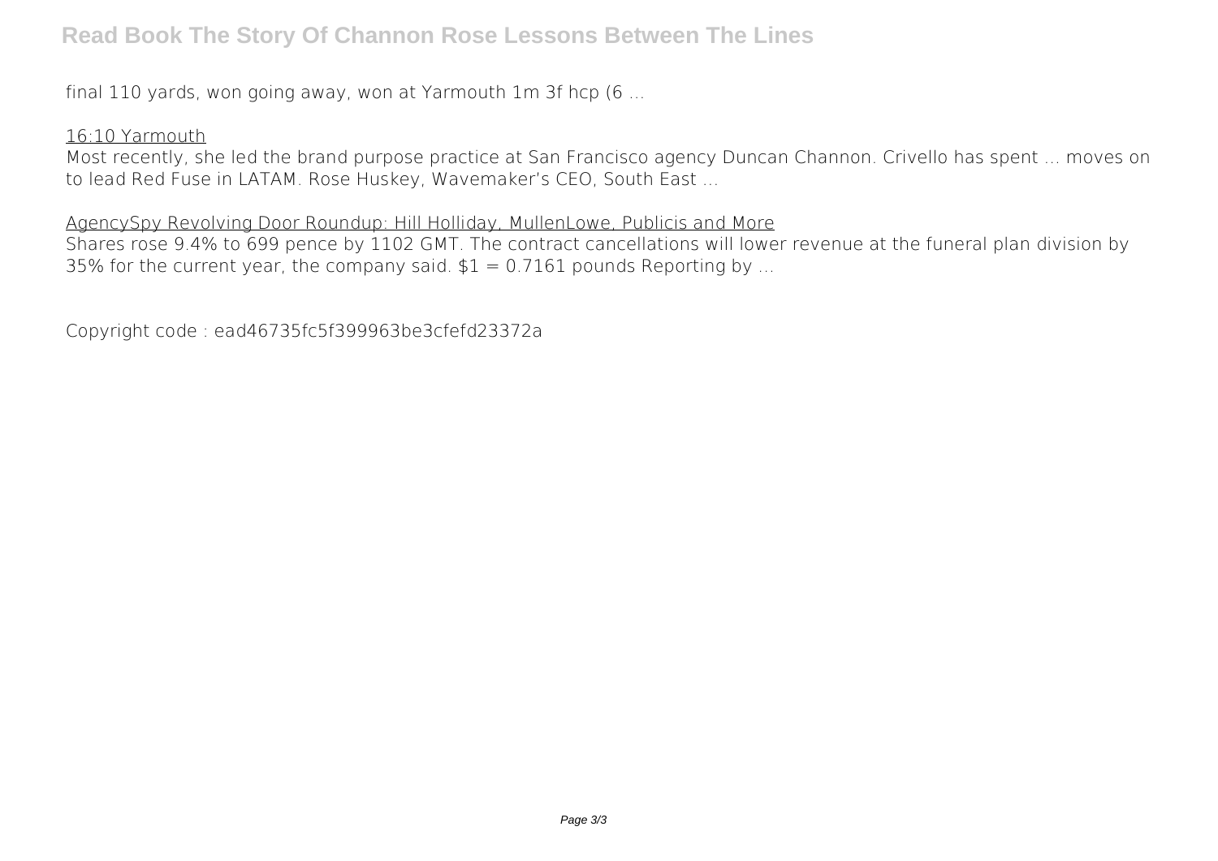final 110 yards, won going away, won at Yarmouth 1m 3f hcp (6 ...

16:10 Yarmouth

Most recently, she led the brand purpose practice at San Francisco agency Duncan Channon. Crivello has spent ... moves on to lead Red Fuse in LATAM. Rose Huskey, Wavemaker's CEO, South East ...

AgencySpy Revolving Door Roundup: Hill Holliday, MullenLowe, Publicis and More

Shares rose 9.4% to 699 pence by 1102 GMT. The contract cancellations will lower revenue at the funeral plan division by 35% for the current year, the company said. $1 = 0.7161 pounds Reporting by ...

Copyright code : ead46735fc5f399963be3cfefd23372a